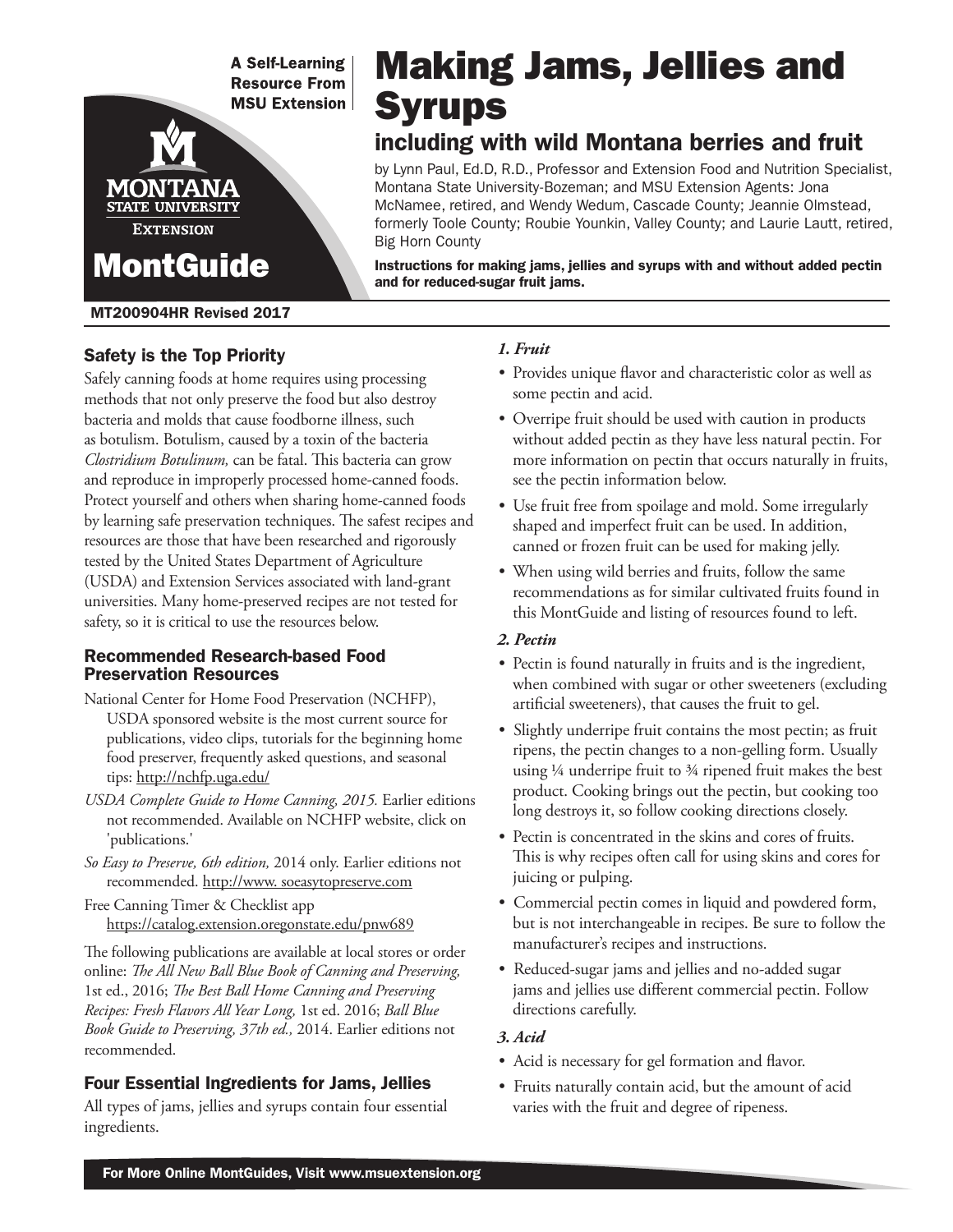A Self-Learning Resource From MSU Extension

MontGuide

# Making Jams, Jellies and Syrups

## including with wild Montana berries and fruit

by Lynn Paul, Ed.D, R.D., Professor and Extension Food and Nutrition Specialist, Montana State University-Bozeman; and MSU Extension Agents: Jona McNamee, retired, and Wendy Wedum, Cascade County; Jeannie Olmstead, formerly Toole County; Roubie Younkin, Valley County; and Laurie Lautt, retired, Big Horn County

**Instructions for making jams, jellies and syrups with and without added pectin and for reduced-sugar fruit jams.**

MT200904HR Revised 2017

### Safety is the Top Priority

Safely canning foods at home requires using processing methods that not only preserve the food but also destroy bacteria and molds that cause foodborne illness, such as botulism. Botulism, caused by a toxin of the bacteria *Clostridium Botulinum,* can be fatal. This bacteria can grow and reproduce in improperly processed home-canned foods. Protect yourself and others when sharing home-canned foods by learning safe preservation techniques. The safest recipes and resources are those that have been researched and rigorously tested by the United States Department of Agriculture (USDA) and Extension Services associated with land-grant universities. Many home-preserved recipes are not tested for safety, so it is critical to use the resources below.

#### Recommended Research-based Food Preservation Resources

National Center for Home Food Preservation (NCHFP), USDA sponsored website is the most current source for publications, video clips, tutorials for the beginning home food preserver, frequently asked questions, and seasonal tips: http://nchfp.uga.edu/

*USDA Complete Guide to Home Canning, 2015.* Earlier editions not recommended. Available on NCHFP website, click on 'publications.'

*So Easy to Preserve, 6th edition,* 2014 only. Earlier editions not recommended. http://www. soeasytopreserve.com

Free Canning Timer & Checklist app https://catalog.extension.oregonstate.edu/pnw689

The following publications are available at local stores or order online: *The All New Ball Blue Book of Canning and Preserving,* 1st ed., 2016; *The Best Ball Home Canning and Preserving Recipes: Fresh Flavors All Year Long,* 1st ed. 2016; *Ball Blue Book Guide to Preserving, 37th ed.,* 2014. Earlier editions not recommended.

### Four Essential Ingredients for Jams, Jellies

All types of jams, jellies and syrups contain four essential ingredients.

***1. Fruit***

- Provides unique flavor and characteristic color as well as some pectin and acid.
- Overripe fruit should be used with caution in products without added pectin as they have less natural pectin. For more information on pectin that occurs naturally in fruits, see the pectin information below.
- Use fruit free from spoilage and mold. Some irregularly shaped and imperfect fruit can be used. In addition, canned or frozen fruit can be used for making jelly.
- When using wild berries and fruits, follow the same recommendations as for similar cultivated fruits found in this MontGuide and listing of resources found to left.

***2. Pectin***

- Pectin is found naturally in fruits and is the ingredient, when combined with sugar or other sweeteners (excluding artificial sweeteners), that causes the fruit to gel.
- Slightly underripe fruit contains the most pectin; as fruit ripens, the pectin changes to a non-gelling form. Usually using ¼ underripe fruit to ¾ ripened fruit makes the best product. Cooking brings out the pectin, but cooking too long destroys it, so follow cooking directions closely.
- Pectin is concentrated in the skins and cores of fruits. This is why recipes often call for using skins and cores for juicing or pulping.
- Commercial pectin comes in liquid and powdered form, but is not interchangeable in recipes. Be sure to follow the manufacturer's recipes and instructions.
- Reduced-sugar jams and jellies and no-added sugar jams and jellies use different commercial pectin. Follow directions carefully.

***3. Acid***

- Acid is necessary for gel formation and flavor.
- Fruits naturally contain acid, but the amount of acid varies with the fruit and degree of ripeness.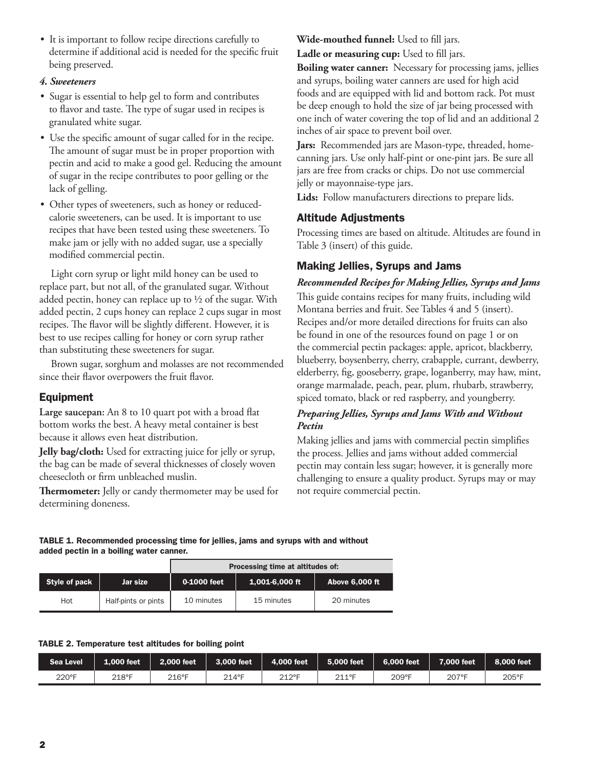- It is important to follow recipe directions carefully to determine if additional acid is needed for the specific fruit being preserved.

***4. Sweeteners***

- Sugar is essential to help gel to form and contributes to flavor and taste. The type of sugar used in recipes is granulated white sugar.
- Use the specific amount of sugar called for in the recipe. The amount of sugar must be in proper proportion with pectin and acid to make a good gel. Reducing the amount of sugar in the recipe contributes to poor gelling or the lack of gelling.
- Other types of sweeteners, such as honey or reduced-calorie sweeteners, can be used. It is important to use recipes that have been tested using these sweeteners. To make jam or jelly with no added sugar, use a specially modified commercial pectin.

Light corn syrup or light mild honey can be used to replace part, but not all, of the granulated sugar. Without added pectin, honey can replace up to ½ of the sugar. With added pectin, 2 cups honey can replace 2 cups sugar in most recipes. The flavor will be slightly different. However, it is best to use recipes calling for honey or corn syrup rather than substituting these sweeteners for sugar.

Brown sugar, sorghum and molasses are not recommended since their flavor overpowers the fruit flavor.

## Equipment

**Large saucepan:** An 8 to 10 quart pot with a broad flat bottom works the best. A heavy metal container is best because it allows even heat distribution.

**Jelly bag/cloth:** Used for extracting juice for jelly or syrup, the bag can be made of several thicknesses of closely woven cheesecloth or firm unbleached muslin.

**Thermometer:** Jelly or candy thermometer may be used for determining doneness.

**Wide-mouthed funnel:** Used to fill jars.

**Ladle or measuring cup:** Used to fill jars.

**Boiling water canner:** Necessary for processing jams, jellies and syrups, boiling water canners are used for high acid foods and are equipped with lid and bottom rack. Pot must be deep enough to hold the size of jar being processed with one inch of water covering the top of lid and an additional 2 inches of air space to prevent boil over.

**Jars:** Recommended jars are Mason-type, threaded, home-canning jars. Use only half-pint or one-pint jars. Be sure all jars are free from cracks or chips. Do not use commercial jelly or mayonnaise-type jars.

**Lids:** Follow manufacturers directions to prepare lids.

## Altitude Adjustments

Processing times are based on altitude. Altitudes are found in Table 3 (insert) of this guide.

## Making Jellies, Syrups and Jams

***Recommended Recipes for Making Jellies, Syrups and Jams***

This guide contains recipes for many fruits, including wild Montana berries and fruit. See Tables 4 and 5 (insert). Recipes and/or more detailed directions for fruits can also be found in one of the resources found on page 1 or on the commercial pectin packages: apple, apricot, blackberry, blueberry, boysenberry, cherry, crabapple, currant, dewberry, elderberry, fig, gooseberry, grape, loganberry, may haw, mint, orange marmalade, peach, pear, plum, rhubarb, strawberry, spiced tomato, black or red raspberry, and youngberry.

***Preparing Jellies, Syrups and Jams With and Without Pectin***

Making jellies and jams with commercial pectin simplifies the process. Jellies and jams without added commercial pectin may contain less sugar; however, it is generally more challenging to ensure a quality product. Syrups may or may not require commercial pectin.

**TABLE 1. Recommended processing time for jellies, jams and syrups with and without added pectin in a boiling water canner.**

| | | Processing time at altitudes of: | | |
|---|---|---|---|---|
| Style of pack | Jar size | 0-1000 feet | 1,001-6,000 ft | Above 6,000 ft |
| Hot | Half-pints or pints | 10 minutes | 15 minutes | 20 minutes |

**TABLE 2. Temperature test altitudes for boiling point**

| Sea Level | 1,000 feet | 2,000 feet | 3,000 feet | 4,000 feet | 5,000 feet | 6,000 feet | 7,000 feet | 8,000 feet |
|---|---|---|---|---|---|---|---|---|
| 220°F | 218°F | 216°F | 214°F | 212°F | 211°F | 209°F | 207°F | 205°F |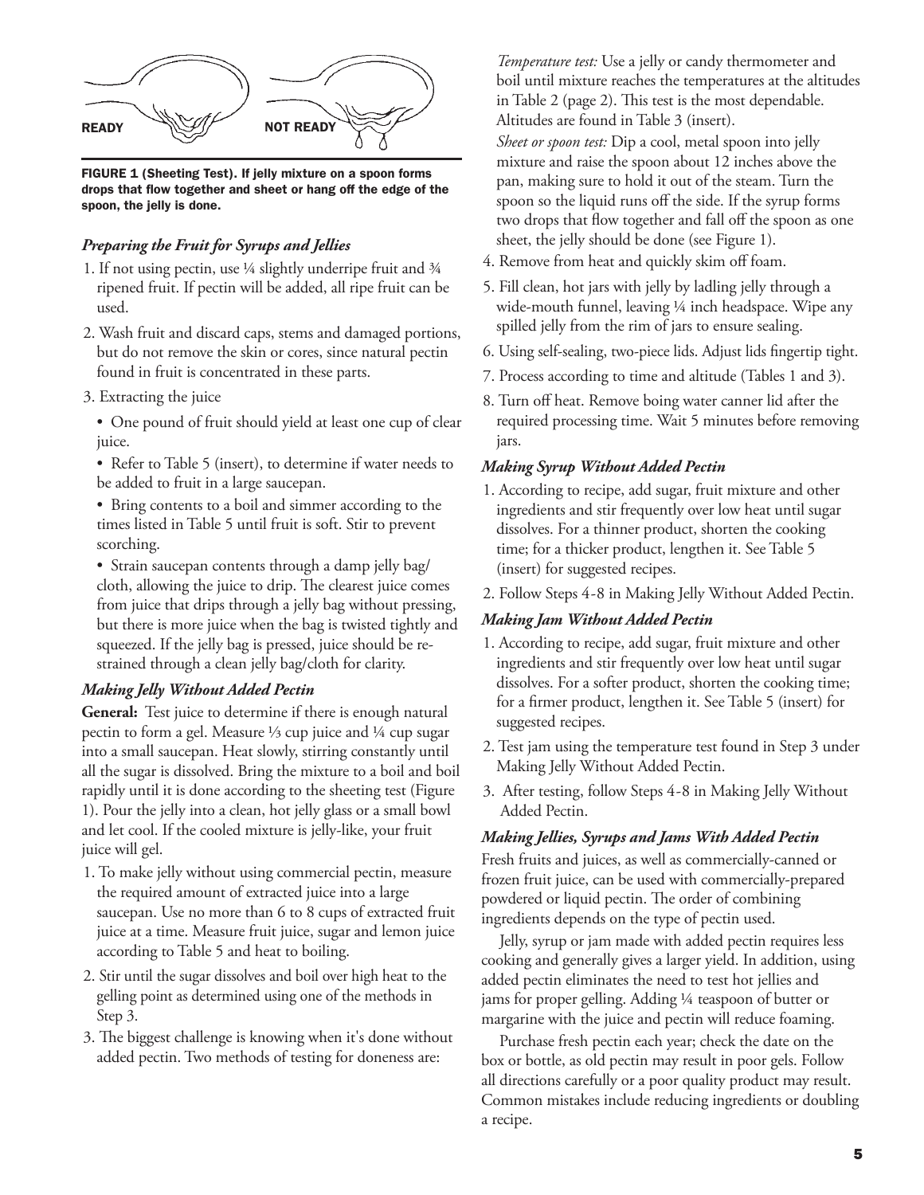READY NOT READY

**FIGURE 1 (Sheeting Test). If jelly mixture on a spoon forms drops that flow together and sheet or hang off the edge of the spoon, the jelly is done.**

### *Preparing the Fruit for Syrups and Jellies*

1. If not using pectin, use ¼ slightly underripe fruit and ¾ ripened fruit. If pectin will be added, all ripe fruit can be used.
2. Wash fruit and discard caps, stems and damaged portions, but do not remove the skin or cores, since natural pectin found in fruit is concentrated in these parts.
3. Extracting the juice
   - One pound of fruit should yield at least one cup of clear juice.
   - Refer to Table 5 (insert), to determine if water needs to be added to fruit in a large saucepan.
   - Bring contents to a boil and simmer according to the times listed in Table 5 until fruit is soft. Stir to prevent scorching.
   - Strain saucepan contents through a damp jelly bag/cloth, allowing the juice to drip. The clearest juice comes from juice that drips through a jelly bag without pressing, but there is more juice when the bag is twisted tightly and squeezed. If the jelly bag is pressed, juice should be re-strained through a clean jelly bag/cloth for clarity.

### *Making Jelly Without Added Pectin*

**General:** Test juice to determine if there is enough natural pectin to form a gel. Measure ⅓ cup juice and ¼ cup sugar into a small saucepan. Heat slowly, stirring constantly until all the sugar is dissolved. Bring the mixture to a boil and boil rapidly until it is done according to the sheeting test (Figure 1). Pour the jelly into a clean, hot jelly glass or a small bowl and let cool. If the cooled mixture is jelly-like, your fruit juice will gel.

1. To make jelly without using commercial pectin, measure the required amount of extracted juice into a large saucepan. Use no more than 6 to 8 cups of extracted fruit juice at a time. Measure fruit juice, sugar and lemon juice according to Table 5 and heat to boiling.
2. Stir until the sugar dissolves and boil over high heat to the gelling point as determined using one of the methods in Step 3.
3. The biggest challenge is knowing when it's done without added pectin. Two methods of testing for doneness are:

   *Temperature test:* Use a jelly or candy thermometer and boil until mixture reaches the temperatures at the altitudes in Table 2 (page 2). This test is the most dependable. Altitudes are found in Table 3 (insert).

   *Sheet or spoon test:* Dip a cool, metal spoon into jelly mixture and raise the spoon about 12 inches above the pan, making sure to hold it out of the steam. Turn the spoon so the liquid runs off the side. If the syrup forms two drops that flow together and fall off the spoon as one sheet, the jelly should be done (see Figure 1).
4. Remove from heat and quickly skim off foam.
5. Fill clean, hot jars with jelly by ladling jelly through a wide-mouth funnel, leaving ¼ inch headspace. Wipe any spilled jelly from the rim of jars to ensure sealing.
6. Using self-sealing, two-piece lids. Adjust lids fingertip tight.
7. Process according to time and altitude (Tables 1 and 3).
8. Turn off heat. Remove boing water canner lid after the required processing time. Wait 5 minutes before removing jars.

### *Making Syrup Without Added Pectin*

1. According to recipe, add sugar, fruit mixture and other ingredients and stir frequently over low heat until sugar dissolves. For a thinner product, shorten the cooking time; for a thicker product, lengthen it. See Table 5 (insert) for suggested recipes.
2. Follow Steps 4-8 in Making Jelly Without Added Pectin.

### *Making Jam Without Added Pectin*

1. According to recipe, add sugar, fruit mixture and other ingredients and stir frequently over low heat until sugar dissolves. For a softer product, shorten the cooking time; for a firmer product, lengthen it. See Table 5 (insert) for suggested recipes.
2. Test jam using the temperature test found in Step 3 under Making Jelly Without Added Pectin.
3. After testing, follow Steps 4-8 in Making Jelly Without Added Pectin.

### *Making Jellies, Syrups and Jams With Added Pectin*

Fresh fruits and juices, as well as commercially-canned or frozen fruit juice, can be used with commercially-prepared powdered or liquid pectin. The order of combining ingredients depends on the type of pectin used.

Jelly, syrup or jam made with added pectin requires less cooking and generally gives a larger yield. In addition, using added pectin eliminates the need to test hot jellies and jams for proper gelling. Adding ¼ teaspoon of butter or margarine with the juice and pectin will reduce foaming.

Purchase fresh pectin each year; check the date on the box or bottle, as old pectin may result in poor gels. Follow all directions carefully or a poor quality product may result. Common mistakes include reducing ingredients or doubling a recipe.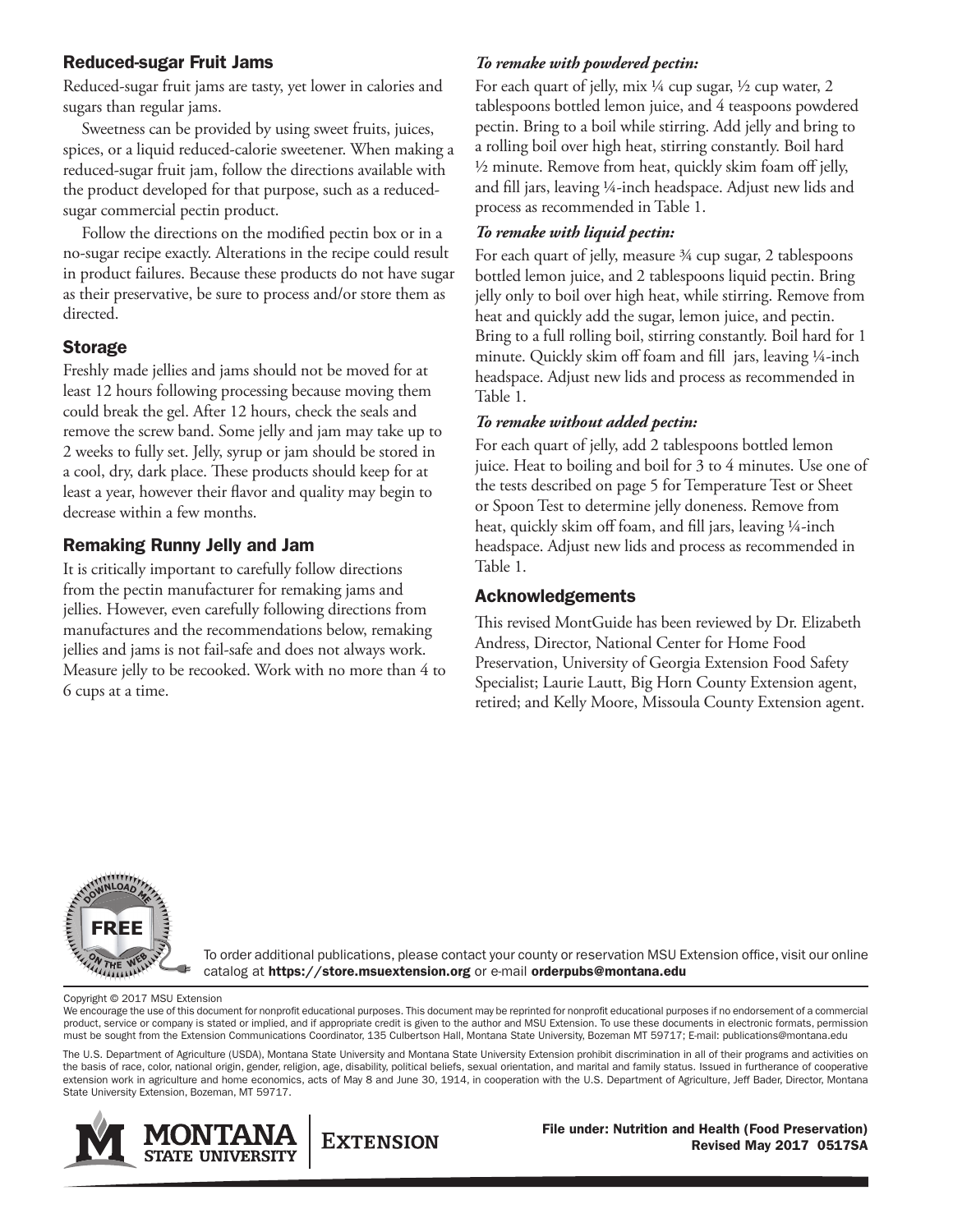## Reduced-sugar Fruit Jams

Reduced-sugar fruit jams are tasty, yet lower in calories and sugars than regular jams.

Sweetness can be provided by using sweet fruits, juices, spices, or a liquid reduced-calorie sweetener. When making a reduced-sugar fruit jam, follow the directions available with the product developed for that purpose, such as a reduced-sugar commercial pectin product.

Follow the directions on the modified pectin box or in a no-sugar recipe exactly. Alterations in the recipe could result in product failures. Because these products do not have sugar as their preservative, be sure to process and/or store them as directed.

## Storage

Freshly made jellies and jams should not be moved for at least 12 hours following processing because moving them could break the gel. After 12 hours, check the seals and remove the screw band. Some jelly and jam may take up to 2 weeks to fully set. Jelly, syrup or jam should be stored in a cool, dry, dark place. These products should keep for at least a year, however their flavor and quality may begin to decrease within a few months.

## Remaking Runny Jelly and Jam

It is critically important to carefully follow directions from the pectin manufacturer for remaking jams and jellies. However, even carefully following directions from manufactures and the recommendations below, remaking jellies and jams is not fail-safe and does not always work. Measure jelly to be recooked. Work with no more than 4 to 6 cups at a time.

***To remake with powdered pectin:***

For each quart of jelly, mix ¼ cup sugar, ½ cup water, 2 tablespoons bottled lemon juice, and 4 teaspoons powdered pectin. Bring to a boil while stirring. Add jelly and bring to a rolling boil over high heat, stirring constantly. Boil hard ½ minute. Remove from heat, quickly skim foam off jelly, and fill jars, leaving ¼-inch headspace. Adjust new lids and process as recommended in Table 1.

***To remake with liquid pectin:***

For each quart of jelly, measure ¾ cup sugar, 2 tablespoons bottled lemon juice, and 2 tablespoons liquid pectin. Bring jelly only to boil over high heat, while stirring. Remove from heat and quickly add the sugar, lemon juice, and pectin. Bring to a full rolling boil, stirring constantly. Boil hard for 1 minute. Quickly skim off foam and fill jars, leaving ¼-inch headspace. Adjust new lids and process as recommended in Table 1.

***To remake without added pectin:***

For each quart of jelly, add 2 tablespoons bottled lemon juice. Heat to boiling and boil for 3 to 4 minutes. Use one of the tests described on page 5 for Temperature Test or Sheet or Spoon Test to determine jelly doneness. Remove from heat, quickly skim off foam, and fill jars, leaving ¼-inch headspace. Adjust new lids and process as recommended in Table 1.

## Acknowledgements

This revised MontGuide has been reviewed by Dr. Elizabeth Andress, Director, National Center for Home Food Preservation, University of Georgia Extension Food Safety Specialist; Laurie Lautt, Big Horn County Extension agent, retired; and Kelly Moore, Missoula County Extension agent.

To order additional publications, please contact your county or reservation MSU Extension office, visit our online catalog at **https://store.msuextension.org** or e-mail **orderpubs@montana.edu**

Copyright © 2017 MSU Extension

We encourage the use of this document for nonprofit educational purposes. This document may be reprinted for nonprofit educational purposes if no endorsement of a commercial product, service or company is stated or implied, and if appropriate credit is given to the author and MSU Extension. To use these documents in electronic formats, permission must be sought from the Extension Communications Coordinator, 135 Culbertson Hall, Montana State University, Bozeman MT 59717; E-mail: publications@montana.edu

The U.S. Department of Agriculture (USDA), Montana State University and Montana State University Extension prohibit discrimination in all of their programs and activities on the basis of race, color, national origin, gender, religion, age, disability, political beliefs, sexual orientation, and marital and family status. Issued in furtherance of cooperative extension work in agriculture and home economics, acts of May 8 and June 30, 1914, in cooperation with the U.S. Department of Agriculture, Jeff Bader, Director, Montana State University Extension, Bozeman, MT 59717.

**File under: Nutrition and Health (Food Preservation)**
**Revised May 2017 0517SA**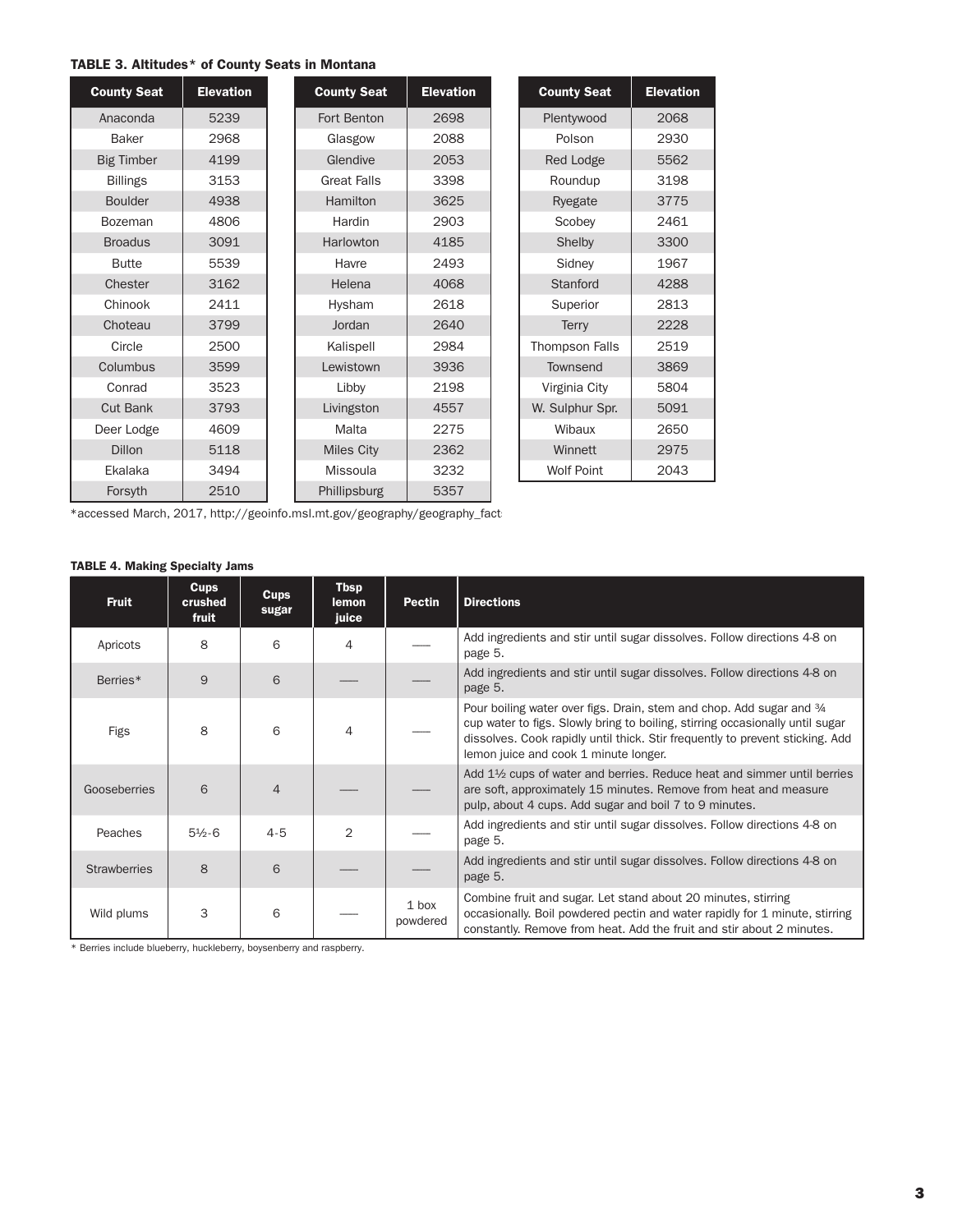**TABLE 3. Altitudes* of County Seats in Montana**

| County Seat | Elevation |
|---|---|
| Anaconda | 5239 |
| Baker | 2968 |
| Big Timber | 4199 |
| Billings | 3153 |
| Boulder | 4938 |
| Bozeman | 4806 |
| Broadus | 3091 |
| Butte | 5539 |
| Chester | 3162 |
| Chinook | 2411 |
| Choteau | 3799 |
| Circle | 2500 |
| Columbus | 3599 |
| Conrad | 3523 |
| Cut Bank | 3793 |
| Deer Lodge | 4609 |
| Dillon | 5118 |
| Ekalaka | 3494 |
| Forsyth | 2510 |

| County Seat | Elevation |
|---|---|
| Fort Benton | 2698 |
| Glasgow | 2088 |
| Glendive | 2053 |
| Great Falls | 3398 |
| Hamilton | 3625 |
| Hardin | 2903 |
| Harlowton | 4185 |
| Havre | 2493 |
| Helena | 4068 |
| Hysham | 2618 |
| Jordan | 2640 |
| Kalispell | 2984 |
| Lewistown | 3936 |
| Libby | 2198 |
| Livingston | 4557 |
| Malta | 2275 |
| Miles City | 2362 |
| Missoula | 3232 |
| Phillipsburg | 5357 |

| County Seat | Elevation |
|---|---|
| Plentywood | 2068 |
| Polson | 2930 |
| Red Lodge | 5562 |
| Roundup | 3198 |
| Ryegate | 3775 |
| Scobey | 2461 |
| Shelby | 3300 |
| Sidney | 1967 |
| Stanford | 4288 |
| Superior | 2813 |
| Terry | 2228 |
| Thompson Falls | 2519 |
| Townsend | 3869 |
| Virginia City | 5804 |
| W. Sulphur Spr. | 5091 |
| Wibaux | 2650 |
| Winnett | 2975 |
| Wolf Point | 2043 |

*accessed March, 2017, http://geoinfo.msl.mt.gov/geography/geography_fact

**TABLE 4. Making Specialty Jams**

| Fruit | Cups crushed fruit | Cups sugar | Tbsp lemon juice | Pectin | Directions |
|---|---|---|---|---|---|
| Apricots | 8 | 6 | 4 | — | Add ingredients and stir until sugar dissolves. Follow directions 4-8 on page 5. |
| Berries* | 9 | 6 | — | — | Add ingredients and stir until sugar dissolves. Follow directions 4-8 on page 5. |
| Figs | 8 | 6 | 4 | — | Pour boiling water over figs. Drain, stem and chop. Add sugar and ¾ cup water to figs. Slowly bring to boiling, stirring occasionally until sugar dissolves. Cook rapidly until thick. Stir frequently to prevent sticking. Add lemon juice and cook 1 minute longer. |
| Gooseberries | 6 | 4 | — | — | Add 1½ cups of water and berries. Reduce heat and simmer until berries are soft, approximately 15 minutes. Remove from heat and measure pulp, about 4 cups. Add sugar and boil 7 to 9 minutes. |
| Peaches | 5½-6 | 4-5 | 2 | — | Add ingredients and stir until sugar dissolves. Follow directions 4-8 on page 5. |
| Strawberries | 8 | 6 | — | — | Add ingredients and stir until sugar dissolves. Follow directions 4-8 on page 5. |
| Wild plums | 3 | 6 | — | 1 box powdered | Combine fruit and sugar. Let stand about 20 minutes, stirring occasionally. Boil powdered pectin and water rapidly for 1 minute, stirring constantly. Remove from heat. Add the fruit and stir about 2 minutes. |

* Berries include blueberry, huckleberry, boysenberry and raspberry.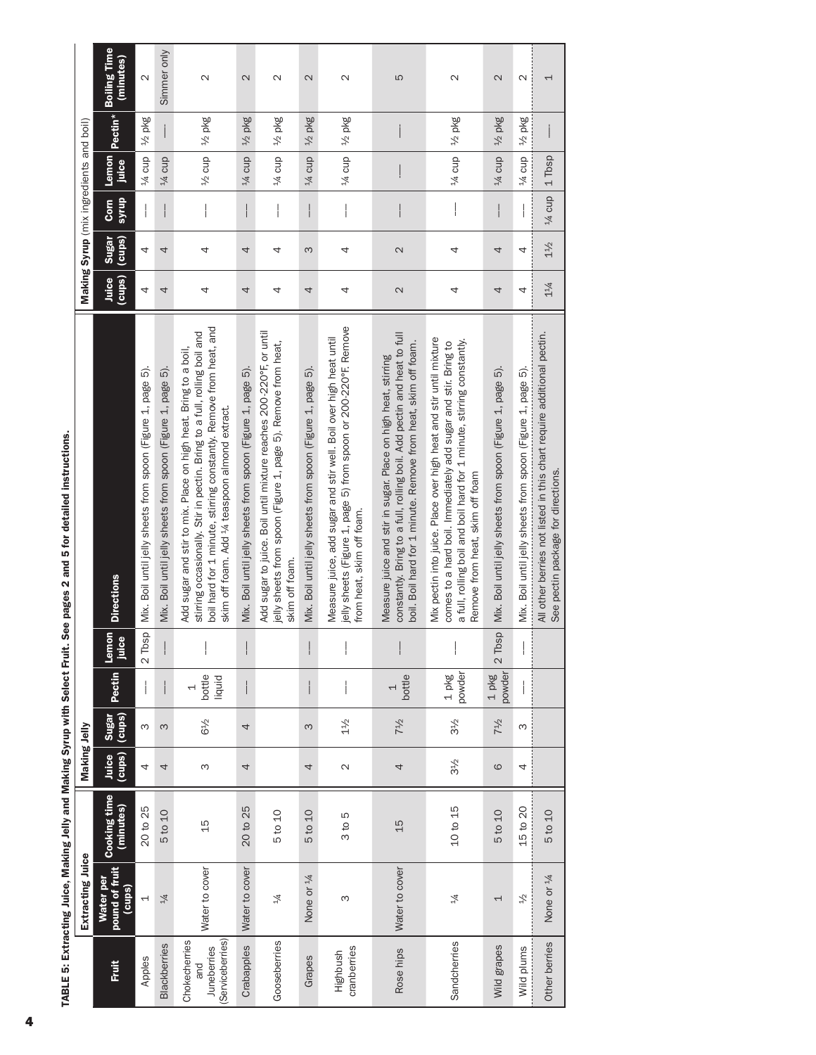**TABLE 5: Extracting Juice, Making Jelly and Making Syrup with Select Fruit. See pages 2 and 5 for detailed instructions.**

| Fruit | Extracting Juice | | Making Jelly | | | | | Making Syrup (mix ingredients and boil) | | | | | |
|---|---|---|---|---|---|---|---|---|---|---|---|---|---|
| | Water per pound of fruit (cups) | Cooking time (minutes) | Juice (cups) | Sugar (cups) | Pectin | Lemon juice | Directions | Juice (cups) | Sugar (cups) | Corn syrup | Lemon juice | Pectin* | Boiling Time (minutes) |
| Apples | 1 | 20 to 25 | 4 | 3 | — | 2 Tbsp | Mix. Boil until jelly sheets from spoon (Figure 1, page 5). | 4 | 4 | — | ¼ cup | ½ pkg | 2 |
| Blackberries | ¼ | 5 to 10 | 4 | 3 | — | — | Mix. Boil until jelly sheets from spoon (Figure 1, page 5). | 4 | 4 | — | ¼ cup | — | Simmer only |
| Chokecherries and Juneberries (Serviceberries) | Water to cover | 15 | 3 | 6½ | 1 bottle liquid | — | Add sugar and stir to mix. Place on high heat. Bring to a boil, stirring occasionally. Stir in pectin. Bring to a full, rolling boil and boil hard for 1 minute, stirring constantly. Remove from heat, and skim off foam. Add ¼ teaspoon almond extract. | 4 | 4 | — | ½ cup | ½ pkg | 2 |
| Crabapples | Water to cover | 20 to 25 | 4 | 4 | — | — | Mix. Boil until jelly sheets from spoon (Figure 1, page 5). | 4 | 4 | — | ¼ cup | ½ pkg | 2 |
| Gooseberries | ¼ | 5 to 10 | | | | | Add sugar to juice. Boil until mixture reaches 200-220°F, or until jelly sheets from spoon (Figure 1, page 5). Remove from heat, skim off foam. | 4 | 4 | — | ¼ cup | ½ pkg | 2 |
| Grapes | None or ¼ | 5 to 10 | 4 | 3 | — | — | Mix. Boil until jelly sheets from spoon (Figure 1, page 5). | 4 | 3 | — | ¼ cup | ½ pkg | 2 |
| Highbush cranberries | 3 | 3 to 5 | 2 | 1½ | — | — | Measure juice, add sugar and stir well. Boil over high heat until jelly sheets (Figure 1, page 5) from spoon or 200-220°F. Remove from heat, skim off foam. | 4 | 4 | — | ¼ cup | ½ pkg | 2 |
| Rose hips | Water to cover | 15 | 4 | 7½ | 1 bottle | — | Measure juice and stir in sugar. Place on high heat, stirring constantly. Bring to a full, rolling boil. Add pectin and heat to full boil. Boil hard for 1 minute. Remove from heat, skim off foam. | 2 | 2 | — | — | — | 5 |
| Sandcherries | ¼ | 10 to 15 | 3½ | 3½ | 1 pkg powder | — | Mix pectin into juice. Place over high heat and stir until mixture comes to a hard boil. Immediately add sugar and stir. Bring to a full, rolling boil and boil hard for 1 minute, stirring constantly. Remove from heat, skim off foam | 4 | 4 | — | ¼ cup | ½ pkg | 2 |
| Wild grapes | 1 | 5 to 10 | 6 | 7½ | 1 pkg powder | 2 Tbsp | Mix. Boil until jelly sheets from spoon (Figure 1, page 5). | 4 | 4 | — | ¼ cup | ½ pkg | 2 |
| Wild plums | ½ | 15 to 20 | 4 | 3 | — | — | Mix. Boil until jelly sheets from spoon (Figure 1, page 5). | 4 | 4 | — | ¼ cup | ½ pkg | 2 |
| Other berries | None or ¼ | 5 to 10 | | | | | All other berries not listed in this chart require additional pectin. See pectin package for directions. | 1¼ | 1½ | ¼ cup | 1 Tbsp | — | 1 |